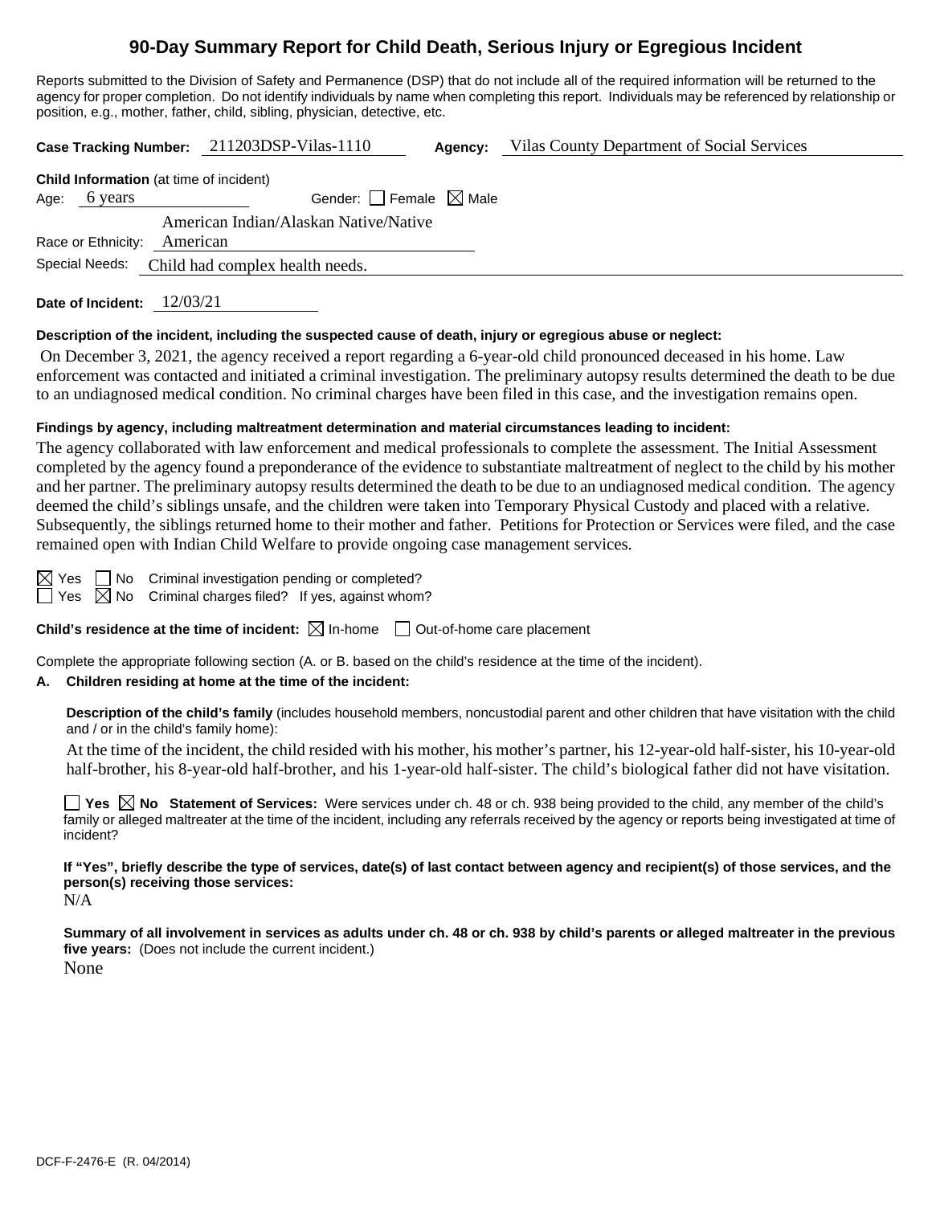# 90-Day Summary Report for Child Death, Serious Injury or Egregious Incident

Reports submitted to the Division of Safety and Permanence (DSP) that do not include all of the required information will be returned to the agency for proper completion. Do not identify individuals by name when completing this report. Individuals may be referenced by relationship or position, e.g., mother, father, child, sibling, physician, detective, etc.

**Case Tracking Number:** 211203DSP-Vilas-1110 **Agency:** Vilas County Department of Social Services

**Child Information** (at time of incident)

Age: 6 years Gender: ☐ Female ☒ Male

Race or Ethnicity: American Indian/Alaskan Native/Native American

Special Needs: Child had complex health needs.

**Date of Incident:** 12/03/21

**Description of the incident, including the suspected cause of death, injury or egregious abuse or neglect:**

On December 3, 2021, the agency received a report regarding a 6-year-old child pronounced deceased in his home. Law enforcement was contacted and initiated a criminal investigation. The preliminary autopsy results determined the death to be due to an undiagnosed medical condition. No criminal charges have been filed in this case, and the investigation remains open.

**Findings by agency, including maltreatment determination and material circumstances leading to incident:**

The agency collaborated with law enforcement and medical professionals to complete the assessment. The Initial Assessment completed by the agency found a preponderance of the evidence to substantiate maltreatment of neglect to the child by his mother and her partner. The preliminary autopsy results determined the death to be due to an undiagnosed medical condition. The agency deemed the child's siblings unsafe, and the children were taken into Temporary Physical Custody and placed with a relative. Subsequently, the siblings returned home to their mother and father. Petitions for Protection or Services were filed, and the case remained open with Indian Child Welfare to provide ongoing case management services.

☒ Yes ☐ No Criminal investigation pending or completed?

☐ Yes ☒ No Criminal charges filed? If yes, against whom?

**Child's residence at the time of incident:** ☒ In-home ☐ Out-of-home care placement

Complete the appropriate following section (A. or B. based on the child's residence at the time of the incident).

**A. Children residing at home at the time of the incident:**

**Description of the child's family** (includes household members, noncustodial parent and other children that have visitation with the child and / or in the child's family home):

At the time of the incident, the child resided with his mother, his mother's partner, his 12-year-old half-sister, his 10-year-old half-brother, his 8-year-old half-brother, and his 1-year-old half-sister. The child's biological father did not have visitation.

☐ **Yes** ☒ **No Statement of Services:** Were services under ch. 48 or ch. 938 being provided to the child, any member of the child's family or alleged maltreater at the time of the incident, including any referrals received by the agency or reports being investigated at time of incident?

**If "Yes", briefly describe the type of services, date(s) of last contact between agency and recipient(s) of those services, and the person(s) receiving those services:**

N/A

**Summary of all involvement in services as adults under ch. 48 or ch. 938 by child's parents or alleged maltreater in the previous five years:** (Does not include the current incident.)

None

DCF-F-2476-E (R. 04/2014)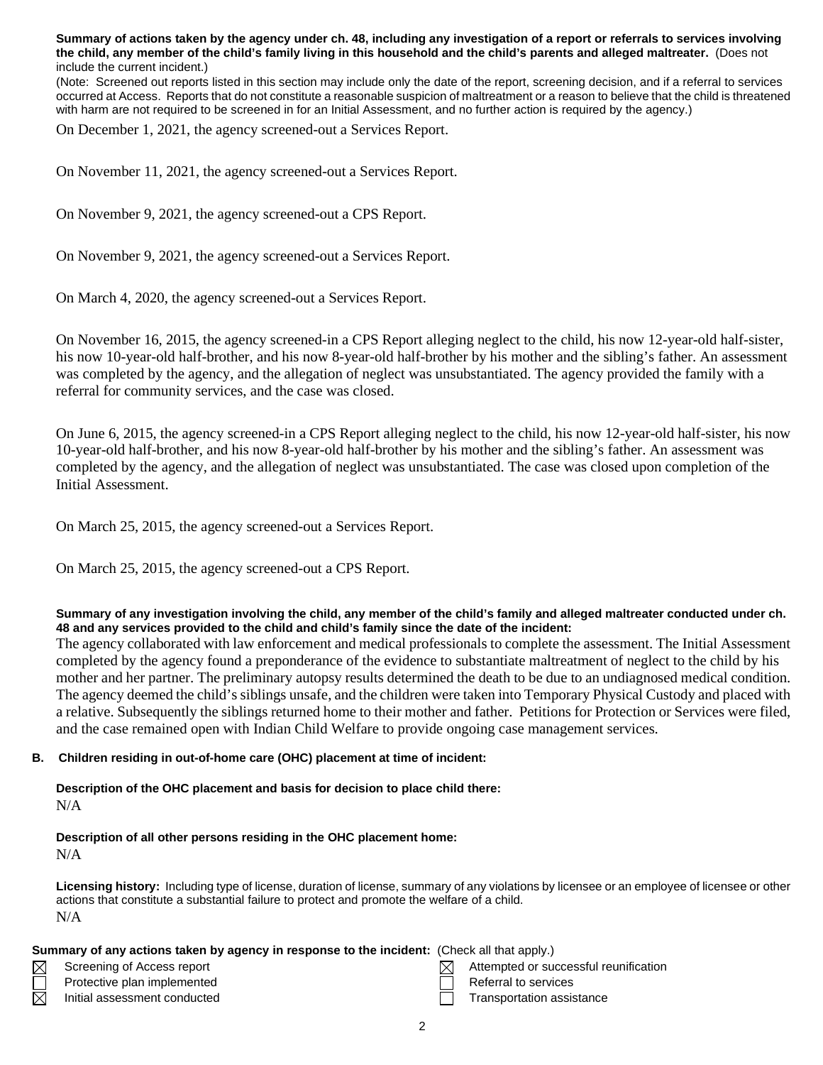**Summary of actions taken by the agency under ch. 48, including any investigation of a report or referrals to services involving the child, any member of the child's family living in this household and the child's parents and alleged maltreater.** (Does not include the current incident.)

(Note: Screened out reports listed in this section may include only the date of the report, screening decision, and if a referral to services occurred at Access. Reports that do not constitute a reasonable suspicion of maltreatment or a reason to believe that the child is threatened with harm are not required to be screened in for an Initial Assessment, and no further action is required by the agency.)

On December 1, 2021, the agency screened-out a Services Report.

On November 11, 2021, the agency screened-out a Services Report.

On November 9, 2021, the agency screened-out a CPS Report.

On November 9, 2021, the agency screened-out a Services Report.

On March 4, 2020, the agency screened-out a Services Report.

On November 16, 2015, the agency screened-in a CPS Report alleging neglect to the child, his now 12-year-old half-sister, his now 10-year-old half-brother, and his now 8-year-old half-brother by his mother and the sibling's father. An assessment was completed by the agency, and the allegation of neglect was unsubstantiated. The agency provided the family with a referral for community services, and the case was closed.

On June 6, 2015, the agency screened-in a CPS Report alleging neglect to the child, his now 12-year-old half-sister, his now 10-year-old half-brother, and his now 8-year-old half-brother by his mother and the sibling's father. An assessment was completed by the agency, and the allegation of neglect was unsubstantiated. The case was closed upon completion of the Initial Assessment.

On March 25, 2015, the agency screened-out a Services Report.

On March 25, 2015, the agency screened-out a CPS Report.

**Summary of any investigation involving the child, any member of the child's family and alleged maltreater conducted under ch. 48 and any services provided to the child and child's family since the date of the incident:**

The agency collaborated with law enforcement and medical professionals to complete the assessment. The Initial Assessment completed by the agency found a preponderance of the evidence to substantiate maltreatment of neglect to the child by his mother and her partner. The preliminary autopsy results determined the death to be due to an undiagnosed medical condition. The agency deemed the child's siblings unsafe, and the children were taken into Temporary Physical Custody and placed with a relative. Subsequently the siblings returned home to their mother and father. Petitions for Protection or Services were filed, and the case remained open with Indian Child Welfare to provide ongoing case management services.

**B. Children residing in out-of-home care (OHC) placement at time of incident:**

**Description of the OHC placement and basis for decision to place child there:**

N/A

**Description of all other persons residing in the OHC placement home:**

N/A

**Licensing history:** Including type of license, duration of license, summary of any violations by licensee or an employee of licensee or other actions that constitute a substantial failure to protect and promote the welfare of a child.

N/A

**Summary of any actions taken by agency in response to the incident:** (Check all that apply.)

- ☒ Screening of Access report
- ☐ Protective plan implemented
- ☒ Initial assessment conducted
- ☒ Attempted or successful reunification
- ☐ Referral to services
- ☐ Transportation assistance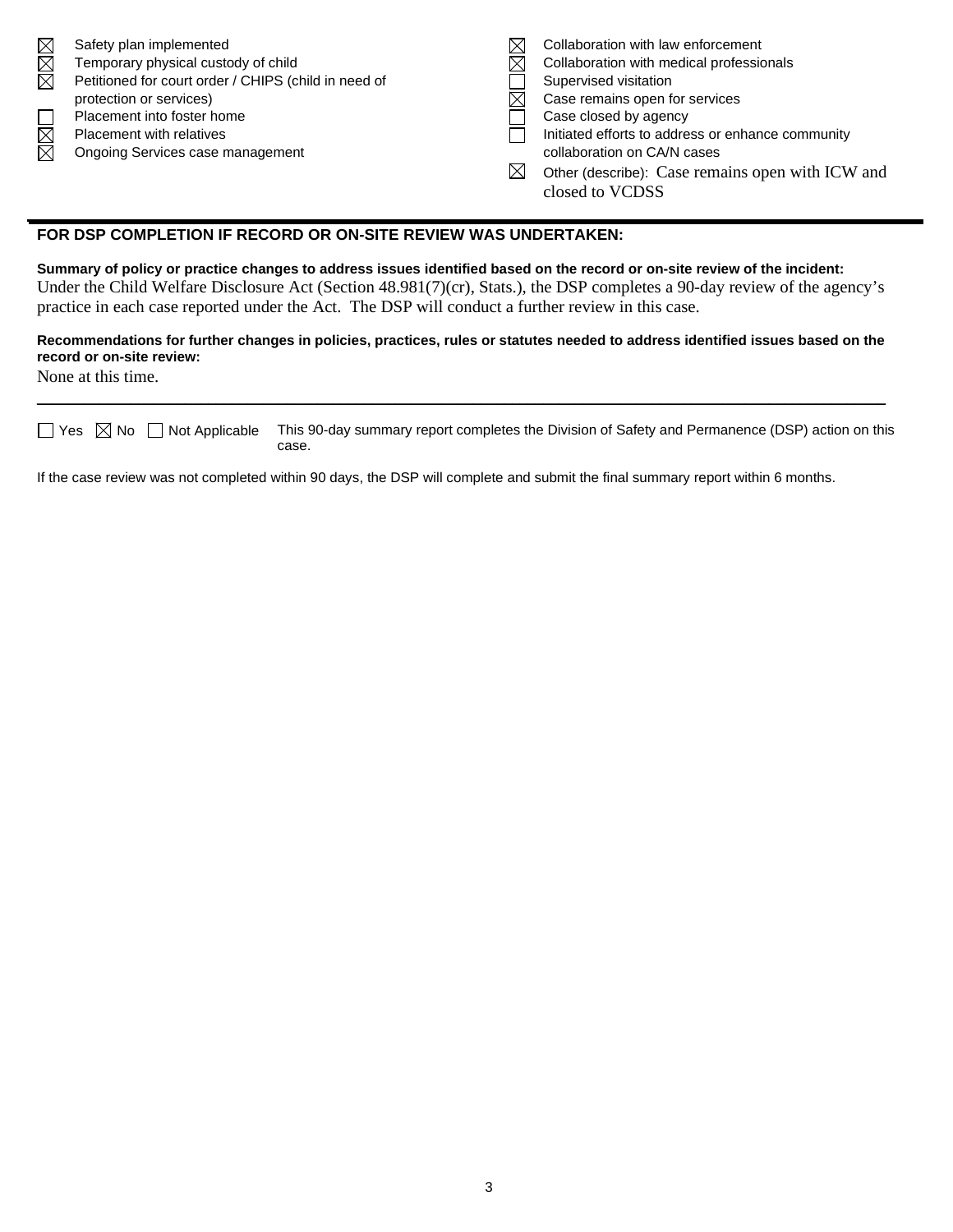- ☒ Safety plan implemented
- ☒ Temporary physical custody of child
- ☒ Petitioned for court order / CHIPS (child in need of protection or services)
- ☐ Placement into foster home
- ☒ Placement with relatives
- ☒ Ongoing Services case management
- ☒ Collaboration with law enforcement
- ☒ Collaboration with medical professionals
- ☐ Supervised visitation
- ☒ Case remains open for services
- ☐ Case closed by agency
- ☐ Initiated efforts to address or enhance community collaboration on CA/N cases
- ☒ Other (describe): Case remains open with ICW and closed to VCDSS

---

**FOR DSP COMPLETION IF RECORD OR ON-SITE REVIEW WAS UNDERTAKEN:**

**Summary of policy or practice changes to address issues identified based on the record or on-site review of the incident:**
Under the Child Welfare Disclosure Act (Section 48.981(7)(cr), Stats.), the DSP completes a 90-day review of the agency's practice in each case reported under the Act. The DSP will conduct a further review in this case.

**Recommendations for further changes in policies, practices, rules or statutes needed to address identified issues based on the record or on-site review:**
None at this time.

---

☐ Yes ☒ No ☐ Not Applicable This 90-day summary report completes the Division of Safety and Permanence (DSP) action on this case.

If the case review was not completed within 90 days, the DSP will complete and submit the final summary report within 6 months.